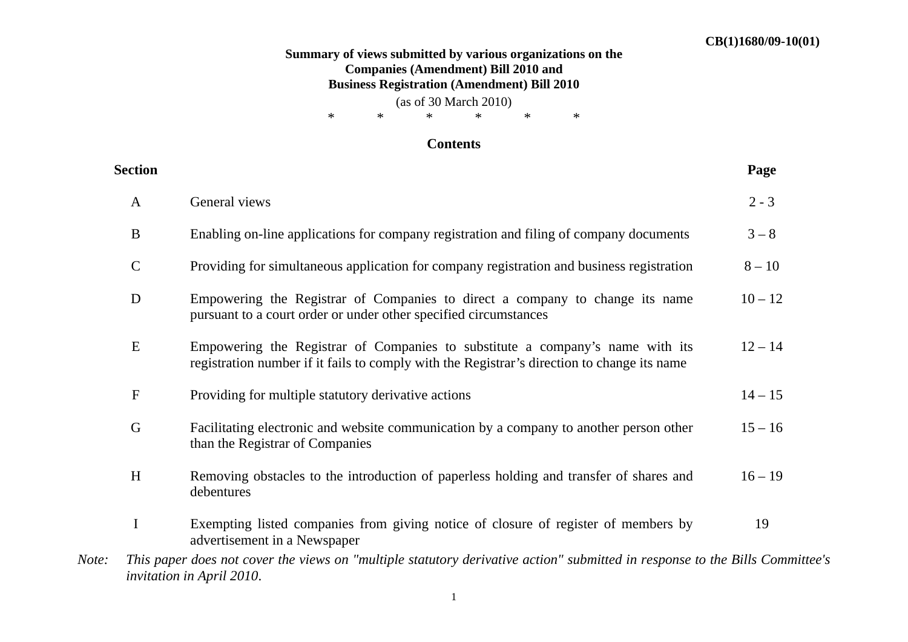CB(1)1680/09-10(01)

**Summary of views submitted by various organizations on the Companies (Amendment) Bill 2010 and Business Registration (Amendment) Bill 2010**

(as of 30 March 2010)

\*　　\*　　\*　　\*　　\*　　\*

## Contents

| Section | | Page |
|---|---|---|
| A | General views | 2 - 3 |
| B | Enabling on-line applications for company registration and filing of company documents | 3 – 8 |
| C | Providing for simultaneous application for company registration and business registration | 8 – 10 |
| D | Empowering the Registrar of Companies to direct a company to change its name pursuant to a court order or under other specified circumstances | 10 – 12 |
| E | Empowering the Registrar of Companies to substitute a company's name with its registration number if it fails to comply with the Registrar's direction to change its name | 12 – 14 |
| F | Providing for multiple statutory derivative actions | 14 – 15 |
| G | Facilitating electronic and website communication by a company to another person other than the Registrar of Companies | 15 – 16 |
| H | Removing obstacles to the introduction of paperless holding and transfer of shares and debentures | 16 – 19 |
| I | Exempting listed companies from giving notice of closure of register of members by advertisement in a Newspaper | 19 |

*Note: This paper does not cover the views on "multiple statutory derivative action" submitted in response to the Bills Committee's invitation in April 2010.*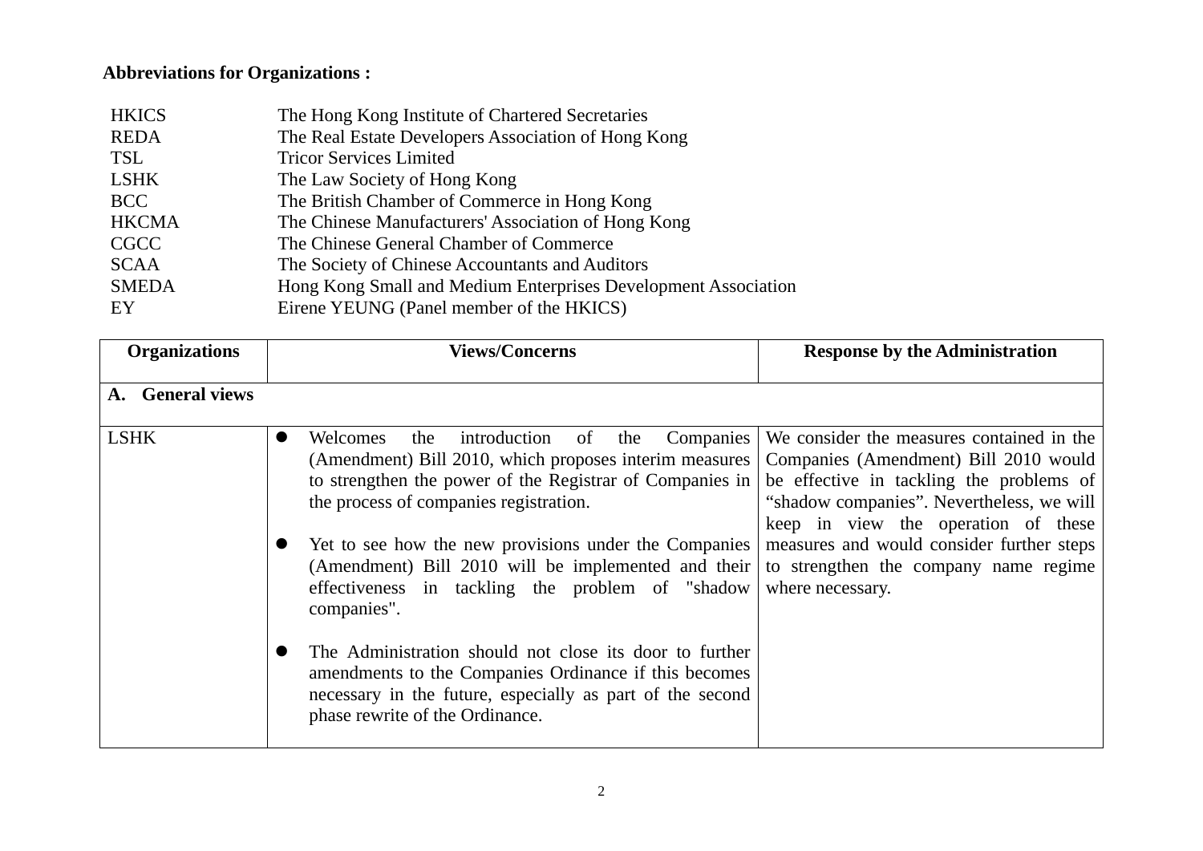**Abbreviations for Organizations :**

| | |
|---|---|
| HKICS | The Hong Kong Institute of Chartered Secretaries |
| REDA | The Real Estate Developers Association of Hong Kong |
| TSL | Tricor Services Limited |
| LSHK | The Law Society of Hong Kong |
| BCC | The British Chamber of Commerce in Hong Kong |
| HKCMA | The Chinese Manufacturers' Association of Hong Kong |
| CGCC | The Chinese General Chamber of Commerce |
| SCAA | The Society of Chinese Accountants and Auditors |
| SMEDA | Hong Kong Small and Medium Enterprises Development Association |
| EY | Eirene YEUNG (Panel member of the HKICS) |

| Organizations | Views/Concerns | Response by the Administration |
|---|---|---|
| **A. General views** | | |
| LSHK | • Welcomes the introduction of the Companies (Amendment) Bill 2010, which proposes interim measures to strengthen the power of the Registrar of Companies in the process of companies registration.<br><br>• Yet to see how the new provisions under the Companies (Amendment) Bill 2010 will be implemented and their effectiveness in tackling the problem of "shadow companies".<br><br>• The Administration should not close its door to further amendments to the Companies Ordinance if this becomes necessary in the future, especially as part of the second phase rewrite of the Ordinance. | We consider the measures contained in the Companies (Amendment) Bill 2010 would be effective in tackling the problems of "shadow companies". Nevertheless, we will keep in view the operation of these measures and would consider further steps to strengthen the company name regime where necessary. |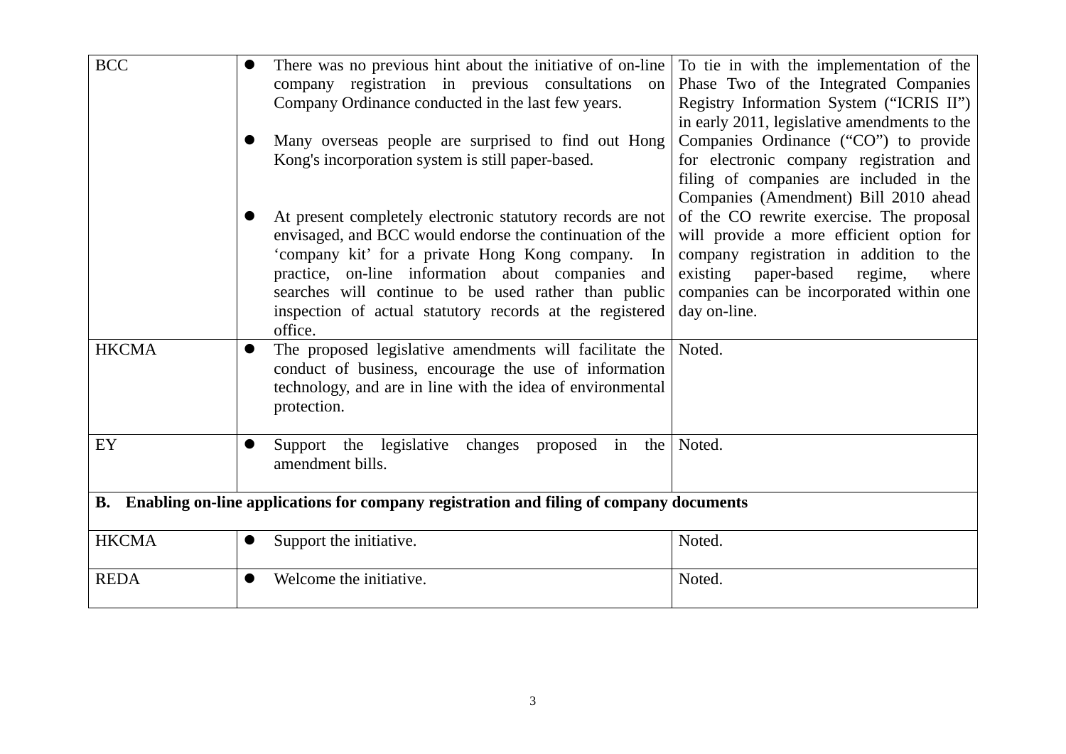| | | |
|---|---|---|
| BCC | ● There was no previous hint about the initiative of on-line company registration in previous consultations on Company Ordinance conducted in the last few years.<br><br>● Many overseas people are surprised to find out Hong Kong's incorporation system is still paper-based.<br><br>● At present completely electronic statutory records are not envisaged, and BCC would endorse the continuation of the 'company kit' for a private Hong Kong company. In practice, on-line information about companies and searches will continue to be used rather than public inspection of actual statutory records at the registered office. | To tie in with the implementation of the Phase Two of the Integrated Companies Registry Information System ("ICRIS II") in early 2011, legislative amendments to the Companies Ordinance ("CO") to provide for electronic company registration and filing of companies are included in the Companies (Amendment) Bill 2010 ahead of the CO rewrite exercise. The proposal will provide a more efficient option for company registration in addition to the existing paper-based regime, where companies can be incorporated within one day on-line. |
| HKCMA | ● The proposed legislative amendments will facilitate the conduct of business, encourage the use of information technology, and are in line with the idea of environmental protection. | Noted. |
| EY | ● Support the legislative changes proposed in the amendment bills. | Noted. |
| **B. Enabling on-line applications for company registration and filing of company documents** | | |
| HKCMA | ● Support the initiative. | Noted. |
| REDA | ● Welcome the initiative. | Noted. |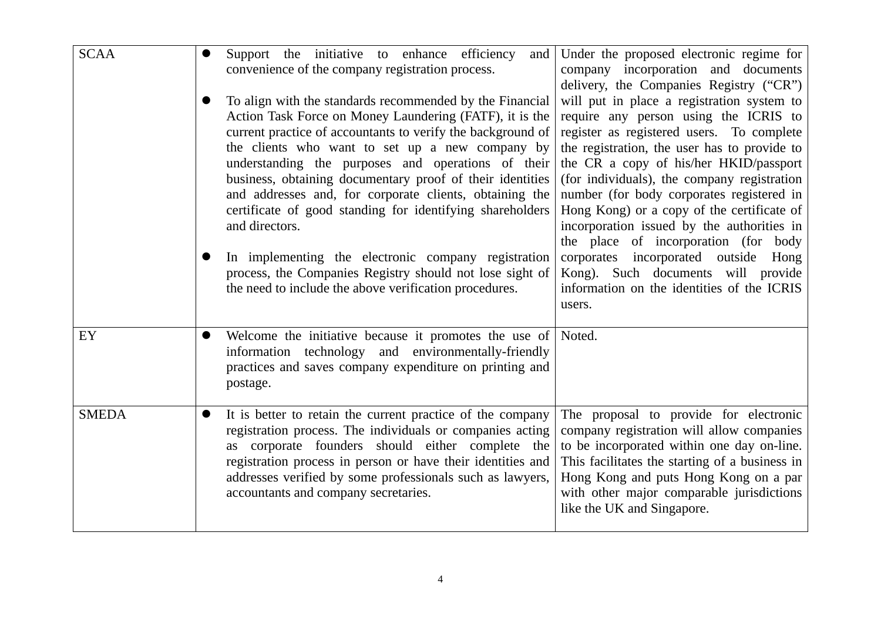| | | |
|---|---|---|
| SCAA | • Support the initiative to enhance efficiency and convenience of the company registration process.<br><br>• To align with the standards recommended by the Financial Action Task Force on Money Laundering (FATF), it is the current practice of accountants to verify the background of the clients who want to set up a new company by understanding the purposes and operations of their business, obtaining documentary proof of their identities and addresses and, for corporate clients, obtaining the certificate of good standing for identifying shareholders and directors.<br><br>• In implementing the electronic company registration process, the Companies Registry should not lose sight of the need to include the above verification procedures. | Under the proposed electronic regime for company incorporation and documents delivery, the Companies Registry ("CR") will put in place a registration system to require any person using the ICRIS to register as registered users. To complete the registration, the user has to provide to the CR a copy of his/her HKID/passport (for individuals), the company registration number (for body corporates registered in Hong Kong) or a copy of the certificate of incorporation issued by the authorities in the place of incorporation (for body corporates incorporated outside Hong Kong). Such documents will provide information on the identities of the ICRIS users. |
| EY | • Welcome the initiative because it promotes the use of information technology and environmentally-friendly practices and saves company expenditure on printing and postage. | Noted. |
| SMEDA | • It is better to retain the current practice of the company registration process. The individuals or companies acting as corporate founders should either complete the registration process in person or have their identities and addresses verified by some professionals such as lawyers, accountants and company secretaries. | The proposal to provide for electronic company registration will allow companies to be incorporated within one day on-line. This facilitates the starting of a business in Hong Kong and puts Hong Kong on a par with other major comparable jurisdictions like the UK and Singapore. |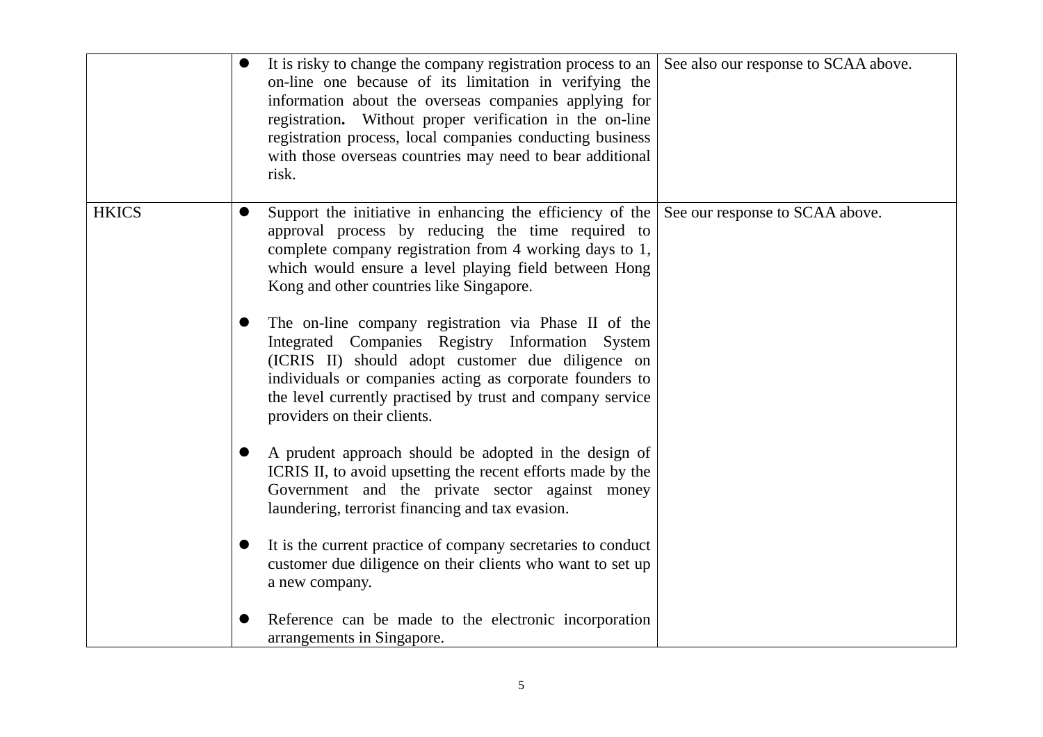| | | |
|---|---|---|
| | • It is risky to change the company registration process to an on-line one because of its limitation in verifying the information about the overseas companies applying for registration**.** Without proper verification in the on-line registration process, local companies conducting business with those overseas countries may need to bear additional risk. | See also our response to SCAA above. |
| HKICS | • Support the initiative in enhancing the efficiency of the approval process by reducing the time required to complete company registration from 4 working days to 1, which would ensure a level playing field between Hong Kong and other countries like Singapore.<br><br>• The on-line company registration via Phase II of the Integrated Companies Registry Information System (ICRIS II) should adopt customer due diligence on individuals or companies acting as corporate founders to the level currently practised by trust and company service providers on their clients.<br><br>• A prudent approach should be adopted in the design of ICRIS II, to avoid upsetting the recent efforts made by the Government and the private sector against money laundering, terrorist financing and tax evasion.<br><br>• It is the current practice of company secretaries to conduct customer due diligence on their clients who want to set up a new company.<br><br>• Reference can be made to the electronic incorporation arrangements in Singapore. | See our response to SCAA above. |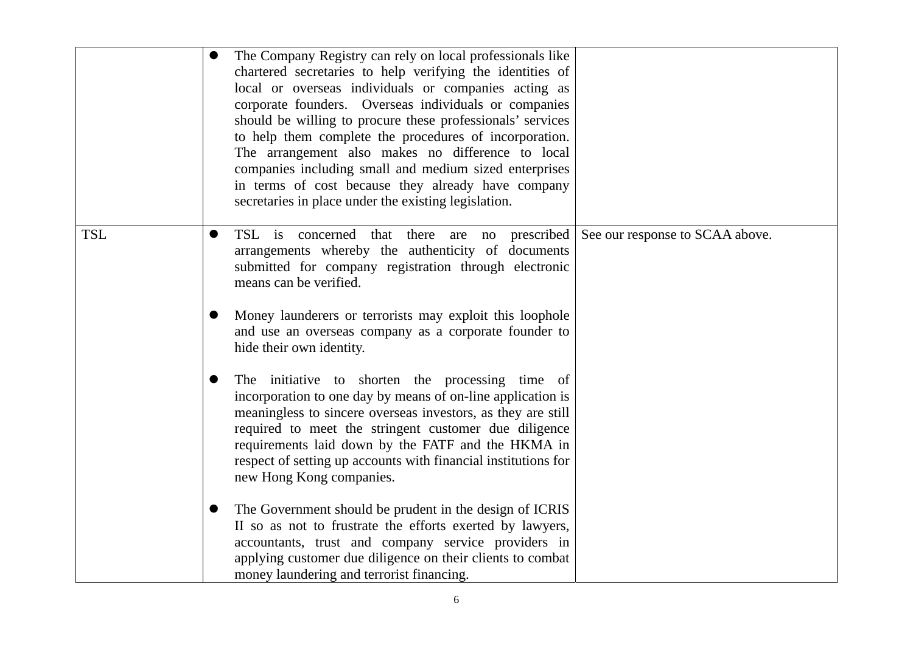| | | |
|---|---|---|
| | ● The Company Registry can rely on local professionals like chartered secretaries to help verifying the identities of local or overseas individuals or companies acting as corporate founders. Overseas individuals or companies should be willing to procure these professionals' services to help them complete the procedures of incorporation. The arrangement also makes no difference to local companies including small and medium sized enterprises in terms of cost because they already have company secretaries in place under the existing legislation. | |
| TSL | ● TSL is concerned that there are no prescribed arrangements whereby the authenticity of documents submitted for company registration through electronic means can be verified.<br><br>● Money launderers or terrorists may exploit this loophole and use an overseas company as a corporate founder to hide their own identity.<br><br>● The initiative to shorten the processing time of incorporation to one day by means of on-line application is meaningless to sincere overseas investors, as they are still required to meet the stringent customer due diligence requirements laid down by the FATF and the HKMA in respect of setting up accounts with financial institutions for new Hong Kong companies.<br><br>● The Government should be prudent in the design of ICRIS II so as not to frustrate the efforts exerted by lawyers, accountants, trust and company service providers in applying customer due diligence on their clients to combat money laundering and terrorist financing. | See our response to SCAA above. |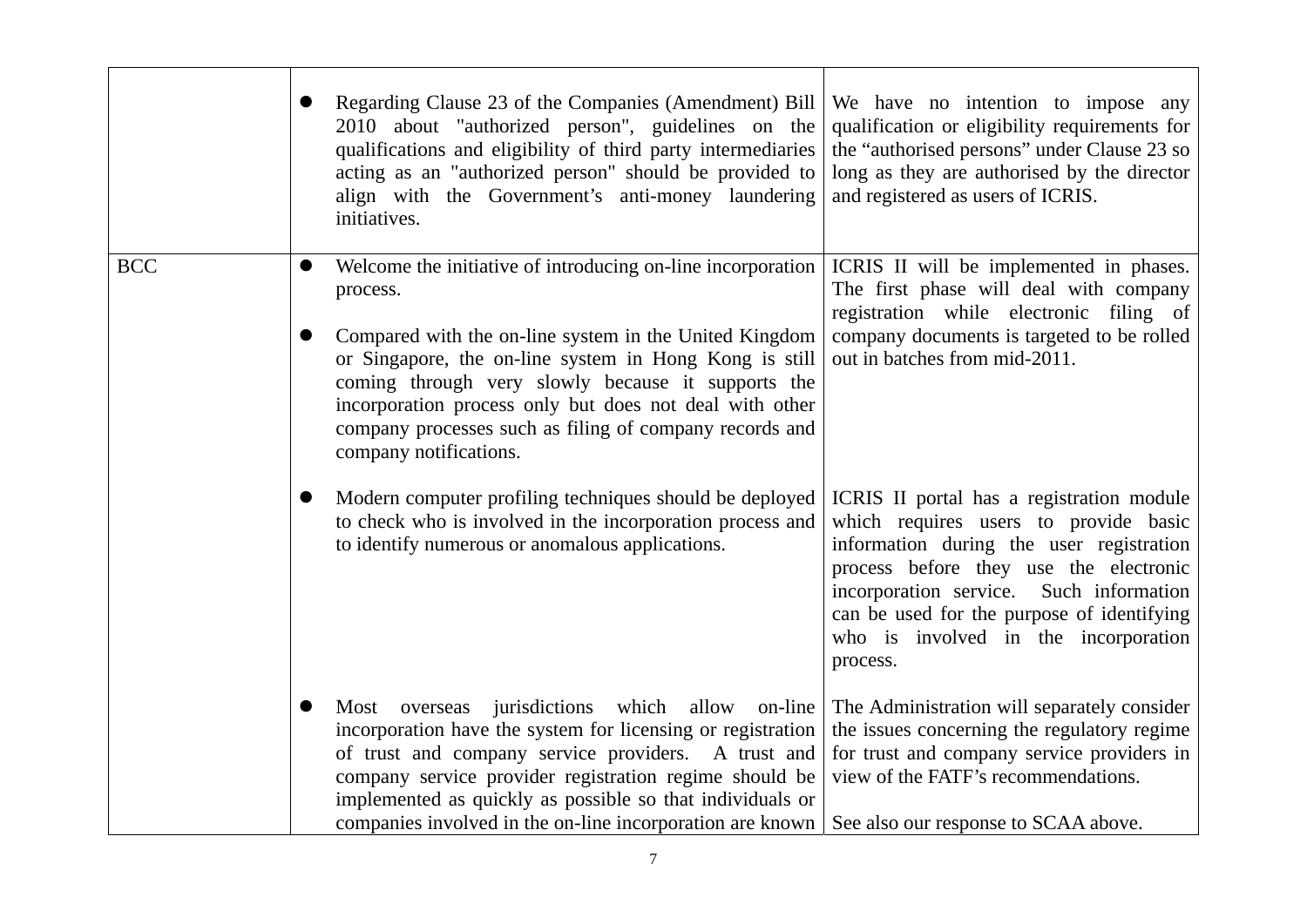| | | |
|---|---|---|
| | • Regarding Clause 23 of the Companies (Amendment) Bill 2010 about "authorized person", guidelines on the qualifications and eligibility of third party intermediaries acting as an "authorized person" should be provided to align with the Government's anti-money laundering initiatives. | We have no intention to impose any qualification or eligibility requirements for the "authorised persons" under Clause 23 so long as they are authorised by the director and registered as users of ICRIS. |
| BCC | • Welcome the initiative of introducing on-line incorporation process.<br><br>• Compared with the on-line system in the United Kingdom or Singapore, the on-line system in Hong Kong is still coming through very slowly because it supports the incorporation process only but does not deal with other company processes such as filing of company records and company notifications. | ICRIS II will be implemented in phases. The first phase will deal with company registration while electronic filing of company documents is targeted to be rolled out in batches from mid-2011. |
| | • Modern computer profiling techniques should be deployed to check who is involved in the incorporation process and to identify numerous or anomalous applications. | ICRIS II portal has a registration module which requires users to provide basic information during the user registration process before they use the electronic incorporation service. Such information can be used for the purpose of identifying who is involved in the incorporation process. |
| | • Most overseas jurisdictions which allow on-line incorporation have the system for licensing or registration of trust and company service providers. A trust and company service provider registration regime should be implemented as quickly as possible so that individuals or companies involved in the on-line incorporation are known | The Administration will separately consider the issues concerning the regulatory regime for trust and company service providers in view of the FATF's recommendations.<br><br>See also our response to SCAA above. |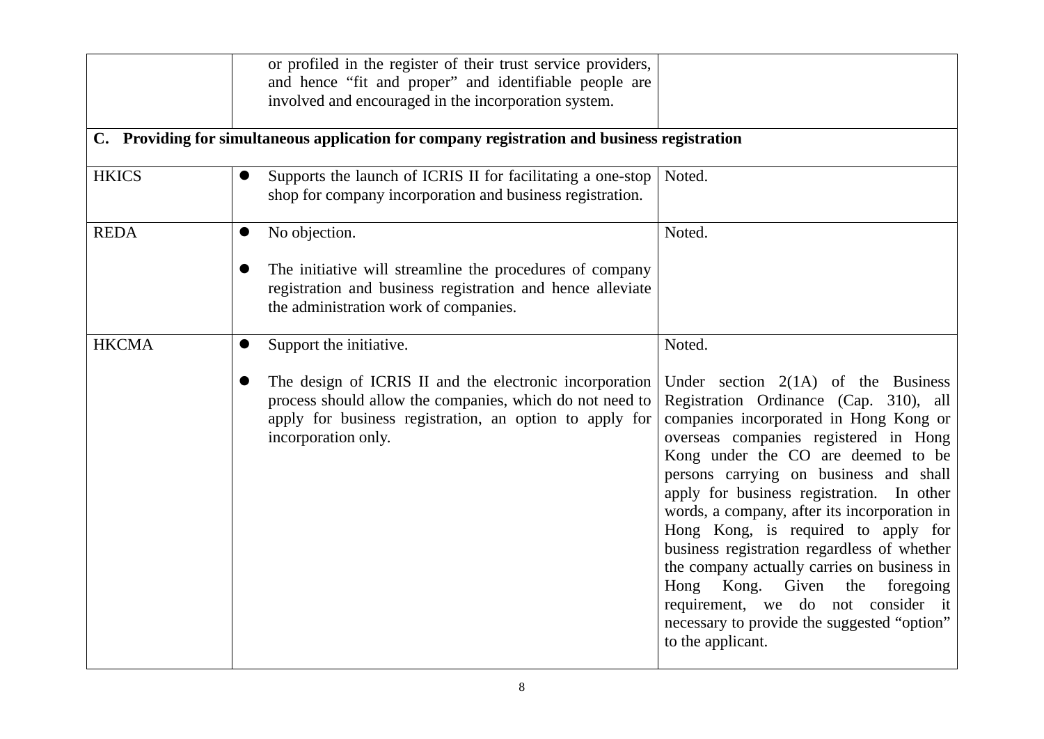| | | |
|---|---|---|
| | or profiled in the register of their trust service providers, and hence "fit and proper" and identifiable people are involved and encouraged in the incorporation system. | |
| **C. Providing for simultaneous application for company registration and business registration** | | |
| HKICS | ● Supports the launch of ICRIS II for facilitating a one-stop shop for company incorporation and business registration. | Noted. |
| REDA | ● No objection.<br><br>● The initiative will streamline the procedures of company registration and business registration and hence alleviate the administration work of companies. | Noted. |
| HKCMA | ● Support the initiative.<br><br>● The design of ICRIS II and the electronic incorporation process should allow the companies, which do not need to apply for business registration, an option to apply for incorporation only. | Noted.<br><br>Under section 2(1A) of the Business Registration Ordinance (Cap. 310), all companies incorporated in Hong Kong or overseas companies registered in Hong Kong under the CO are deemed to be persons carrying on business and shall apply for business registration. In other words, a company, after its incorporation in Hong Kong, is required to apply for business registration regardless of whether the company actually carries on business in Hong Kong. Given the foregoing requirement, we do not consider it necessary to provide the suggested "option" to the applicant. |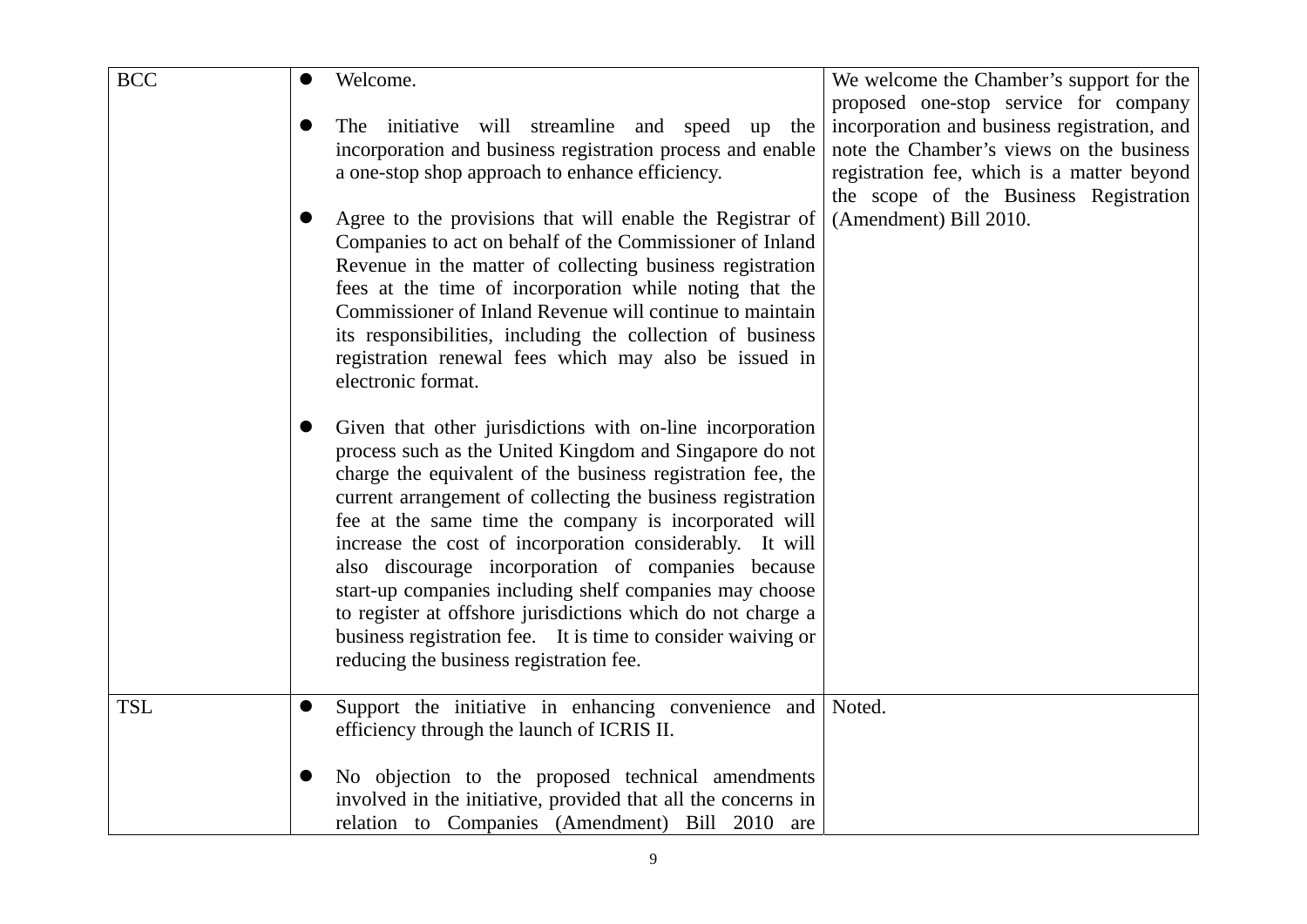| | | |
|---|---|---|
| BCC | • Welcome.<br><br>• The initiative will streamline and speed up the incorporation and business registration process and enable a one-stop shop approach to enhance efficiency.<br><br>• Agree to the provisions that will enable the Registrar of Companies to act on behalf of the Commissioner of Inland Revenue in the matter of collecting business registration fees at the time of incorporation while noting that the Commissioner of Inland Revenue will continue to maintain its responsibilities, including the collection of business registration renewal fees which may also be issued in electronic format.<br><br>• Given that other jurisdictions with on-line incorporation process such as the United Kingdom and Singapore do not charge the equivalent of the business registration fee, the current arrangement of collecting the business registration fee at the same time the company is incorporated will increase the cost of incorporation considerably. It will also discourage incorporation of companies because start-up companies including shelf companies may choose to register at offshore jurisdictions which do not charge a business registration fee. It is time to consider waiving or reducing the business registration fee. | We welcome the Chamber's support for the proposed one-stop service for company incorporation and business registration, and note the Chamber's views on the business registration fee, which is a matter beyond the scope of the Business Registration (Amendment) Bill 2010. |
| TSL | • Support the initiative in enhancing convenience and efficiency through the launch of ICRIS II.<br><br>• No objection to the proposed technical amendments involved in the initiative, provided that all the concerns in relation to Companies (Amendment) Bill 2010 are | Noted. |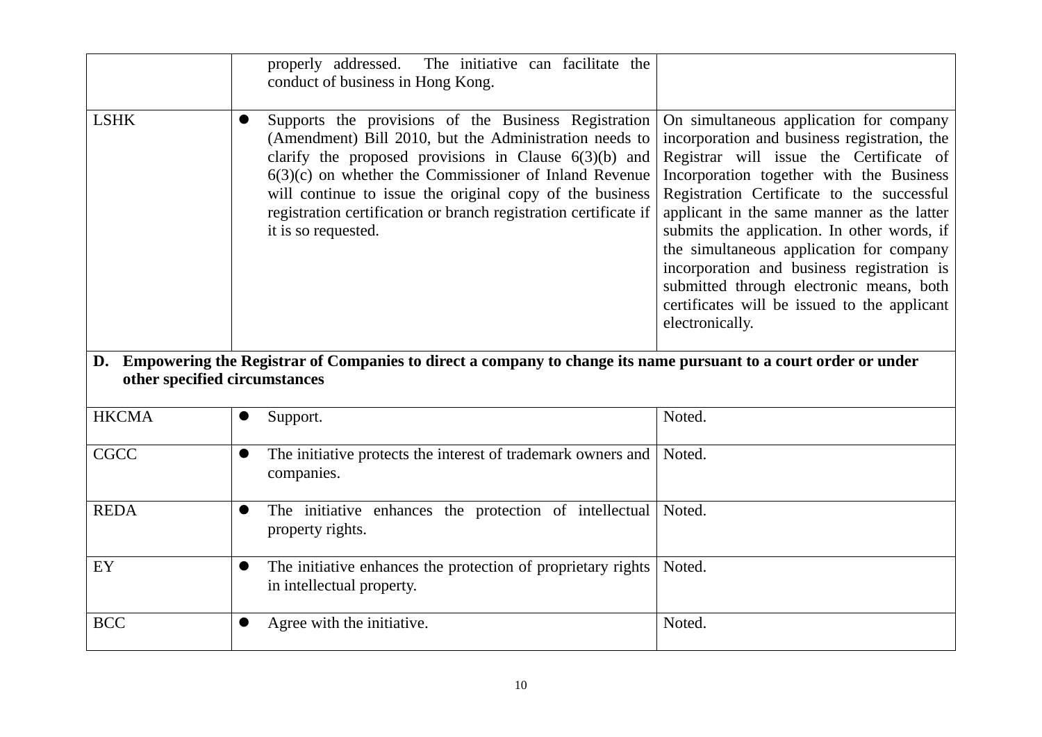| | | |
|---|---|---|
| | properly addressed. The initiative can facilitate the conduct of business in Hong Kong. | |
| LSHK | ● Supports the provisions of the Business Registration (Amendment) Bill 2010, but the Administration needs to clarify the proposed provisions in Clause 6(3)(b) and 6(3)(c) on whether the Commissioner of Inland Revenue will continue to issue the original copy of the business registration certification or branch registration certificate if it is so requested. | On simultaneous application for company incorporation and business registration, the Registrar will issue the Certificate of Incorporation together with the Business Registration Certificate to the successful applicant in the same manner as the latter submits the application. In other words, if the simultaneous application for company incorporation and business registration is submitted through electronic means, both certificates will be issued to the applicant electronically. |
| **D. Empowering the Registrar of Companies to direct a company to change its name pursuant to a court order or under other specified circumstances** | | |
| HKCMA | ● Support. | Noted. |
| CGCC | ● The initiative protects the interest of trademark owners and companies. | Noted. |
| REDA | ● The initiative enhances the protection of intellectual property rights. | Noted. |
| EY | ● The initiative enhances the protection of proprietary rights in intellectual property. | Noted. |
| BCC | ● Agree with the initiative. | Noted. |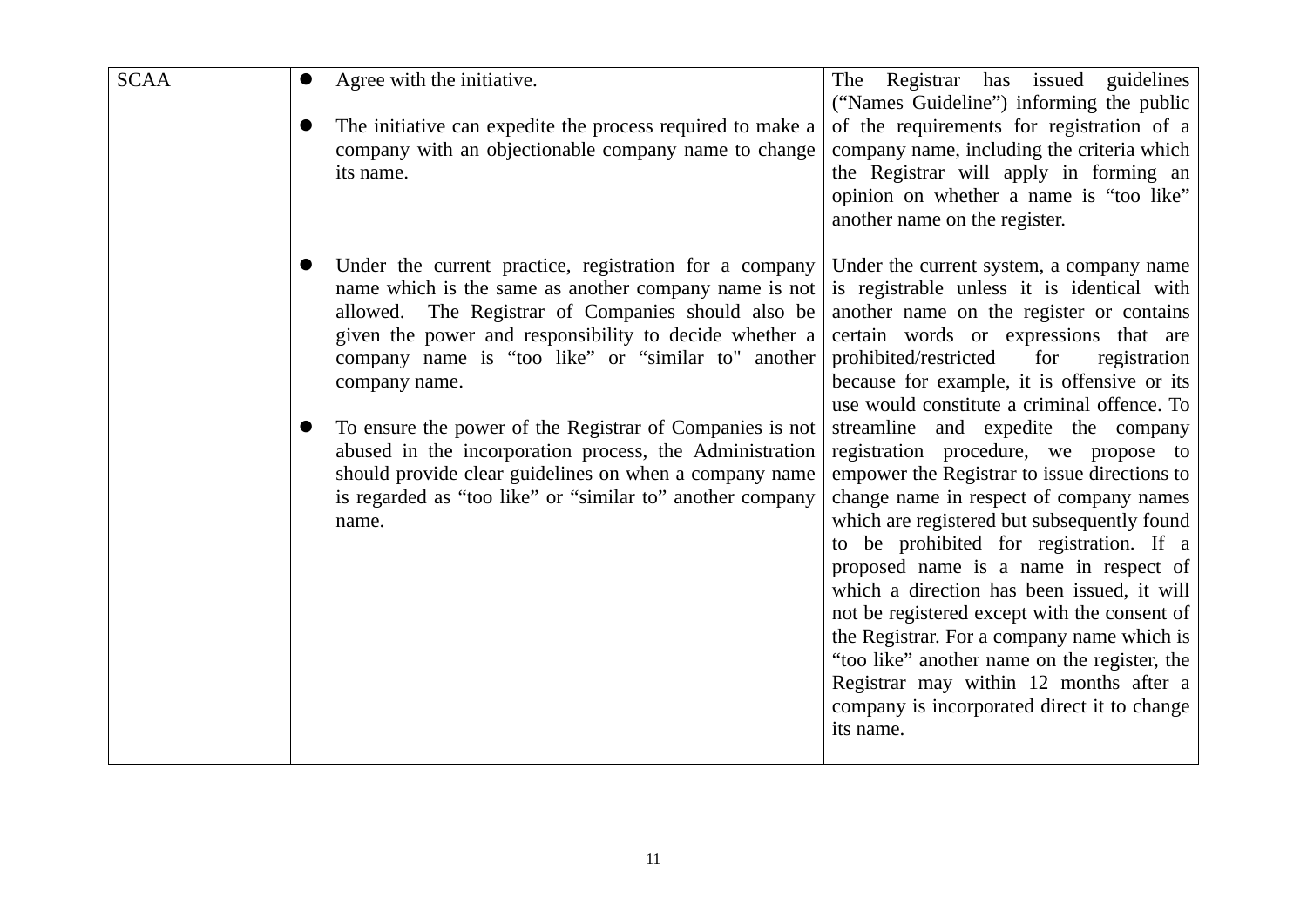| | | |
|---|---|---|
| SCAA | • Agree with the initiative.<br><br>• The initiative can expedite the process required to make a company with an objectionable company name to change its name. | The Registrar has issued guidelines ("Names Guideline") informing the public of the requirements for registration of a company name, including the criteria which the Registrar will apply in forming an opinion on whether a name is "too like" another name on the register. |
| | • Under the current practice, registration for a company name which is the same as another company name is not allowed. The Registrar of Companies should also be given the power and responsibility to decide whether a company name is "too like" or "similar to" another company name.<br><br>• To ensure the power of the Registrar of Companies is not abused in the incorporation process, the Administration should provide clear guidelines on when a company name is regarded as "too like" or "similar to" another company name. | Under the current system, a company name is registrable unless it is identical with another name on the register or contains certain words or expressions that are prohibited/restricted for registration because for example, it is offensive or its use would constitute a criminal offence. To streamline and expedite the company registration procedure, we propose to empower the Registrar to issue directions to change name in respect of company names which are registered but subsequently found to be prohibited for registration. If a proposed name is a name in respect of which a direction has been issued, it will not be registered except with the consent of the Registrar. For a company name which is "too like" another name on the register, the Registrar may within 12 months after a company is incorporated direct it to change its name. |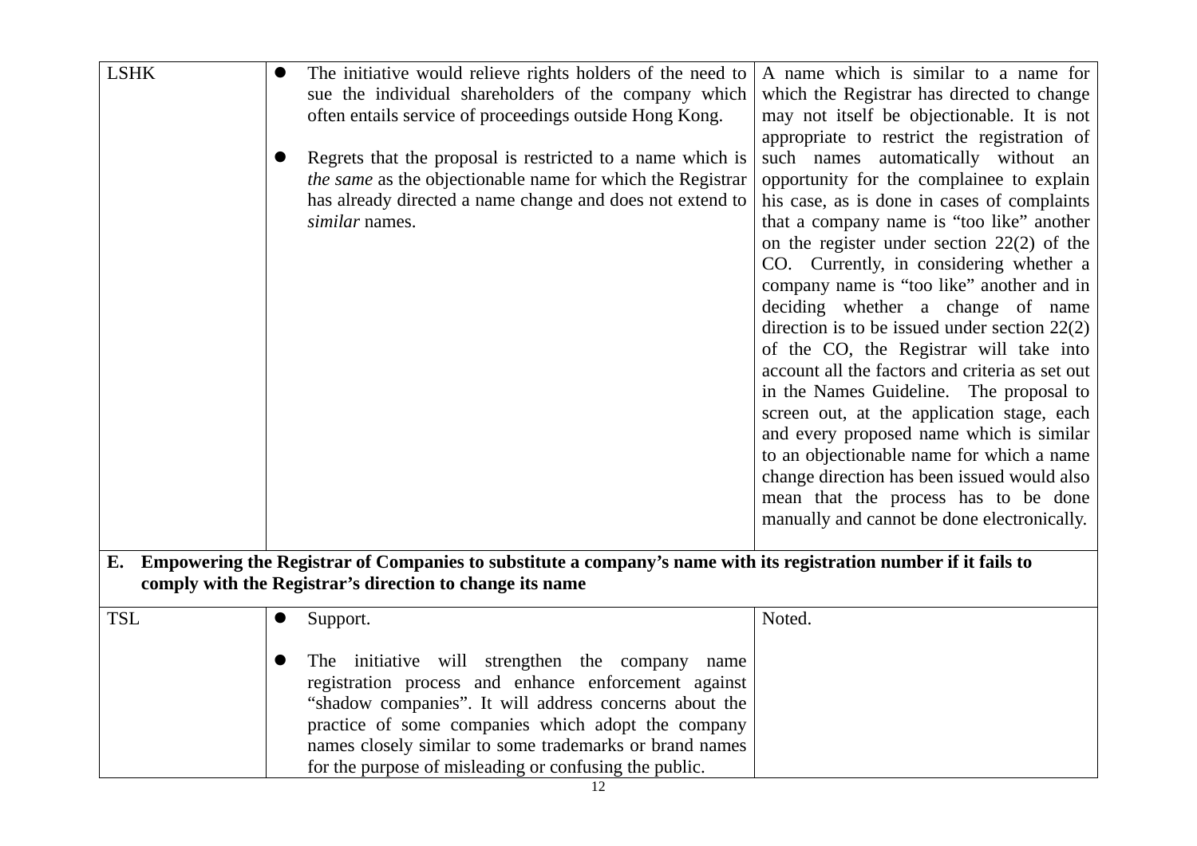| | | |
|---|---|---|
| LSHK | • The initiative would relieve rights holders of the need to sue the individual shareholders of the company which often entails service of proceedings outside Hong Kong.<br><br>• Regrets that the proposal is restricted to a name which is *the same* as the objectionable name for which the Registrar has already directed a name change and does not extend to *similar* names. | A name which is similar to a name for which the Registrar has directed to change may not itself be objectionable. It is not appropriate to restrict the registration of such names automatically without an opportunity for the complainee to explain his case, as is done in cases of complaints that a company name is "too like" another on the register under section 22(2) of the CO. Currently, in considering whether a company name is "too like" another and in deciding whether a change of name direction is to be issued under section 22(2) of the CO, the Registrar will take into account all the factors and criteria as set out in the Names Guideline. The proposal to screen out, at the application stage, each and every proposed name which is similar to an objectionable name for which a name change direction has been issued would also mean that the process has to be done manually and cannot be done electronically. |
| **E. Empowering the Registrar of Companies to substitute a company's name with its registration number if it fails to comply with the Registrar's direction to change its name** | | |
| TSL | • Support.<br><br>• The initiative will strengthen the company name registration process and enhance enforcement against "shadow companies". It will address concerns about the practice of some companies which adopt the company names closely similar to some trademarks or brand names for the purpose of misleading or confusing the public. | Noted. |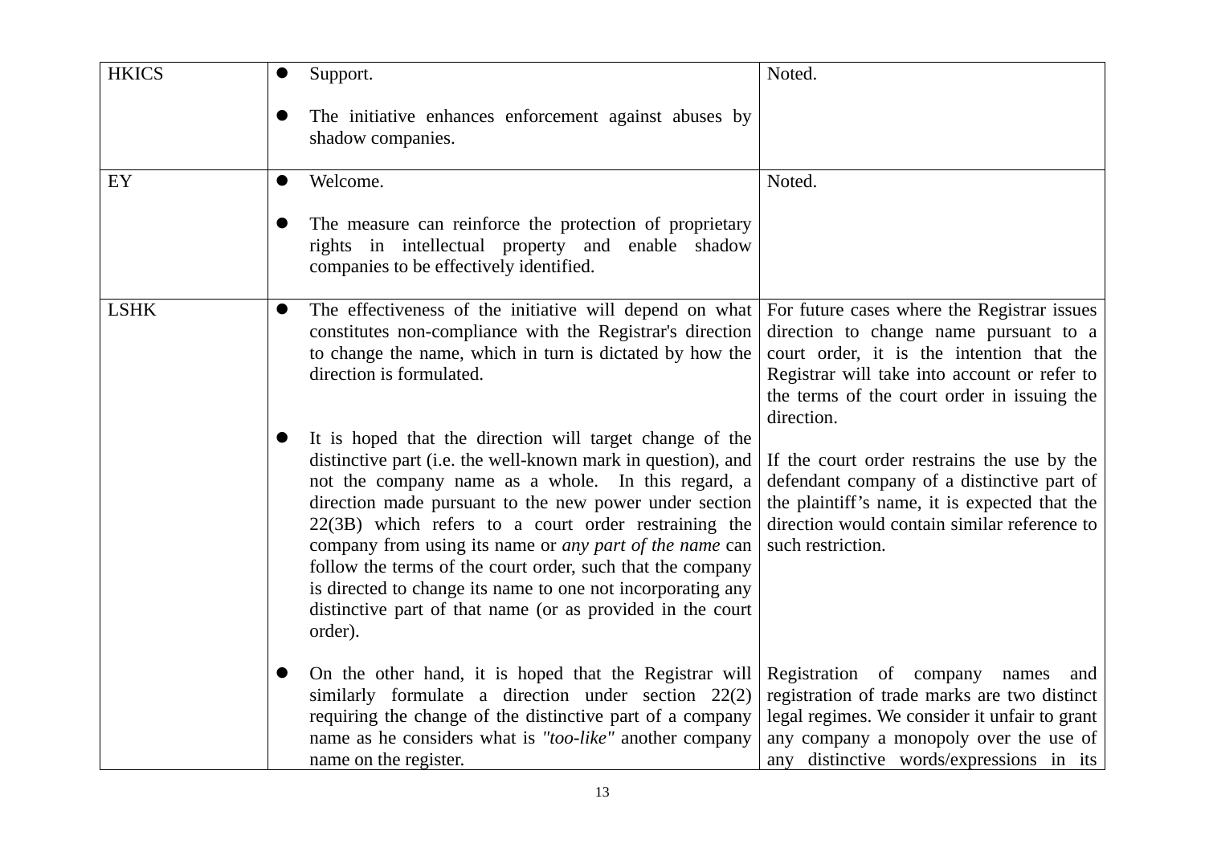| | | |
|---|---|---|
| HKICS | • Support.<br><br>• The initiative enhances enforcement against abuses by shadow companies. | Noted. |
| EY | • Welcome.<br><br>• The measure can reinforce the protection of proprietary rights in intellectual property and enable shadow companies to be effectively identified. | Noted. |
| LSHK | • The effectiveness of the initiative will depend on what constitutes non-compliance with the Registrar's direction to change the name, which in turn is dictated by how the direction is formulated.<br><br>• It is hoped that the direction will target change of the distinctive part (i.e. the well-known mark in question), and not the company name as a whole. In this regard, a direction made pursuant to the new power under section 22(3B) which refers to a court order restraining the company from using its name or *any part of the name* can follow the terms of the court order, such that the company is directed to change its name to one not incorporating any distinctive part of that name (or as provided in the court order). | For future cases where the Registrar issues direction to change name pursuant to a court order, it is the intention that the Registrar will take into account or refer to the terms of the court order in issuing the direction.<br><br>If the court order restrains the use by the defendant company of a distinctive part of the plaintiff's name, it is expected that the direction would contain similar reference to such restriction. |
| | • On the other hand, it is hoped that the Registrar will similarly formulate a direction under section 22(2) requiring the change of the distinctive part of a company name as he considers what is *"too-like"* another company name on the register. | Registration of company names and registration of trade marks are two distinct legal regimes. We consider it unfair to grant any company a monopoly over the use of any distinctive words/expressions in its |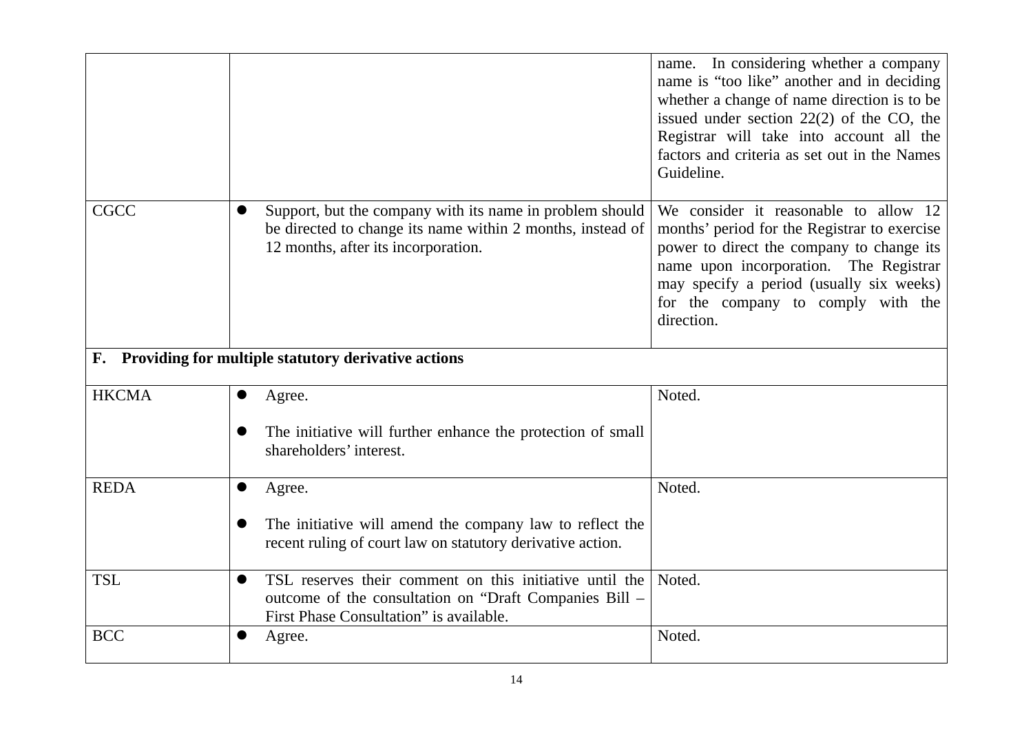| | | |
|---|---|---|
| | | name. In considering whether a company name is "too like" another and in deciding whether a change of name direction is to be issued under section 22(2) of the CO, the Registrar will take into account all the factors and criteria as set out in the Names Guideline. |
| CGCC | • Support, but the company with its name in problem should be directed to change its name within 2 months, instead of 12 months, after its incorporation. | We consider it reasonable to allow 12 months' period for the Registrar to exercise power to direct the company to change its name upon incorporation. The Registrar may specify a period (usually six weeks) for the company to comply with the direction. |
| **F. Providing for multiple statutory derivative actions** | | |
| HKCMA | • Agree.<br><br>• The initiative will further enhance the protection of small shareholders' interest. | Noted. |
| REDA | • Agree.<br><br>• The initiative will amend the company law to reflect the recent ruling of court law on statutory derivative action. | Noted. |
| TSL | • TSL reserves their comment on this initiative until the outcome of the consultation on "Draft Companies Bill – First Phase Consultation" is available. | Noted. |
| BCC | • Agree. | Noted. |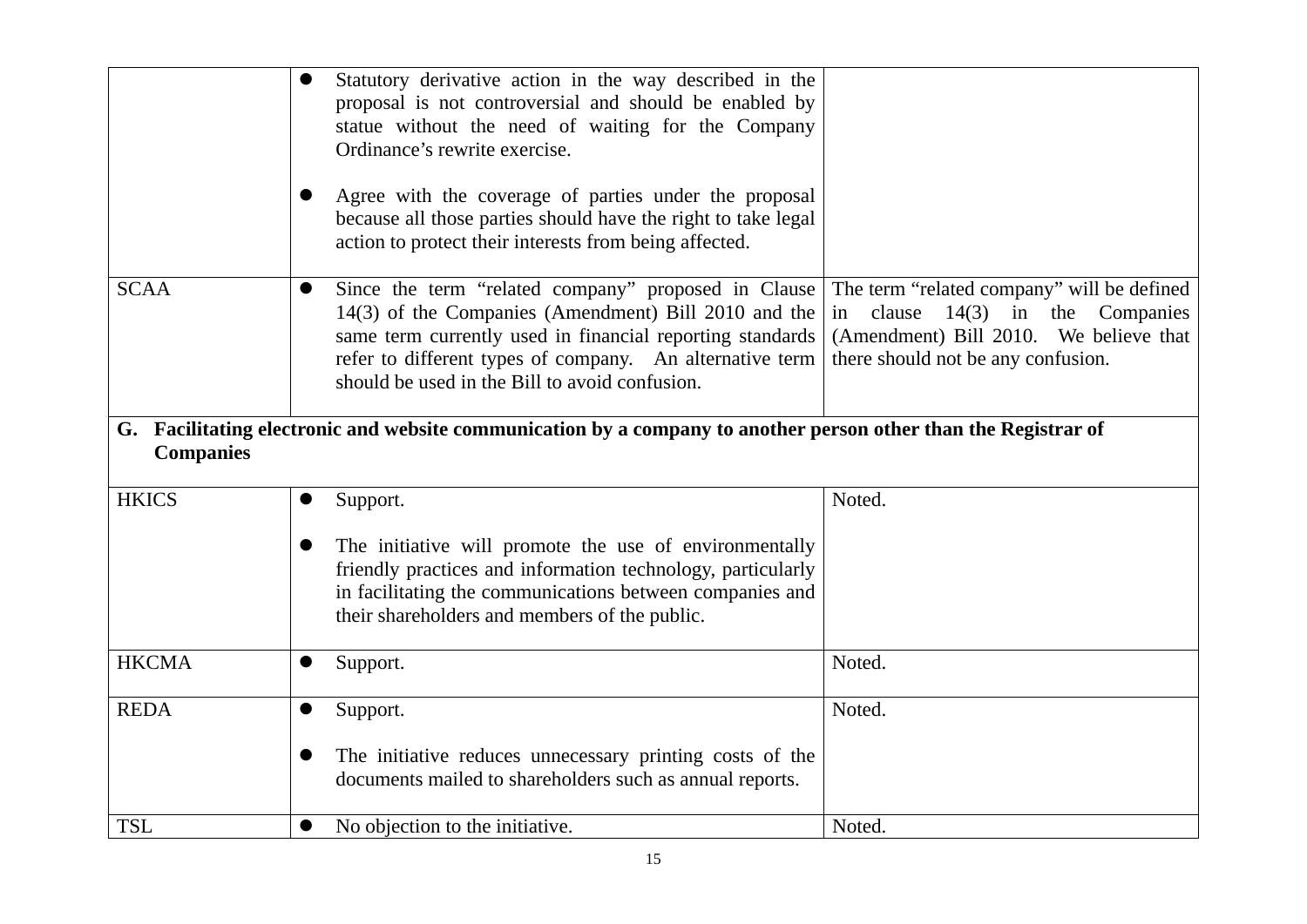| | | |
|---|---|---|
| | ● Statutory derivative action in the way described in the proposal is not controversial and should be enabled by statue without the need of waiting for the Company Ordinance's rewrite exercise.<br><br>● Agree with the coverage of parties under the proposal because all those parties should have the right to take legal action to protect their interests from being affected. | |
| SCAA | ● Since the term "related company" proposed in Clause 14(3) of the Companies (Amendment) Bill 2010 and the same term currently used in financial reporting standards refer to different types of company. An alternative term should be used in the Bill to avoid confusion. | The term "related company" will be defined in clause 14(3) in the Companies (Amendment) Bill 2010. We believe that there should not be any confusion. |
| **G. Facilitating electronic and website communication by a company to another person other than the Registrar of Companies** | | |
| HKICS | ● Support.<br><br>● The initiative will promote the use of environmentally friendly practices and information technology, particularly in facilitating the communications between companies and their shareholders and members of the public. | Noted. |
| HKCMA | ● Support. | Noted. |
| REDA | ● Support.<br><br>● The initiative reduces unnecessary printing costs of the documents mailed to shareholders such as annual reports. | Noted. |
| TSL | ● No objection to the initiative. | Noted. |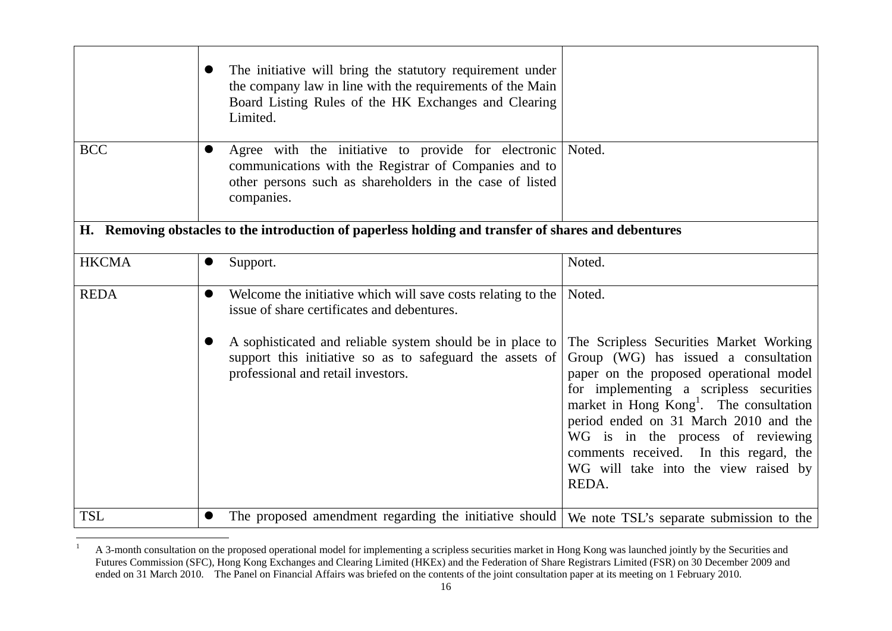| | | |
|---|---|---|
| | • The initiative will bring the statutory requirement under the company law in line with the requirements of the Main Board Listing Rules of the HK Exchanges and Clearing Limited. | |
| BCC | • Agree with the initiative to provide for electronic communications with the Registrar of Companies and to other persons such as shareholders in the case of listed companies. | Noted. |
| **H. Removing obstacles to the introduction of paperless holding and transfer of shares and debentures** | | |
| HKCMA | • Support. | Noted. |
| REDA | • Welcome the initiative which will save costs relating to the issue of share certificates and debentures.<br><br>• A sophisticated and reliable system should be in place to support this initiative so as to safeguard the assets of professional and retail investors. | Noted.<br><br>The Scripless Securities Market Working Group (WG) has issued a consultation paper on the proposed operational model for implementing a scripless securities market in Hong Kong[1]. The consultation period ended on 31 March 2010 and the WG is in the process of reviewing comments received. In this regard, the WG will take into the view raised by REDA. |
| TSL | • The proposed amendment regarding the initiative should | We note TSL's separate submission to the |

[1] A 3-month consultation on the proposed operational model for implementing a scripless securities market in Hong Kong was launched jointly by the Securities and Futures Commission (SFC), Hong Kong Exchanges and Clearing Limited (HKEx) and the Federation of Share Registrars Limited (FSR) on 30 December 2009 and ended on 31 March 2010. The Panel on Financial Affairs was briefed on the contents of the joint consultation paper at its meeting on 1 February 2010.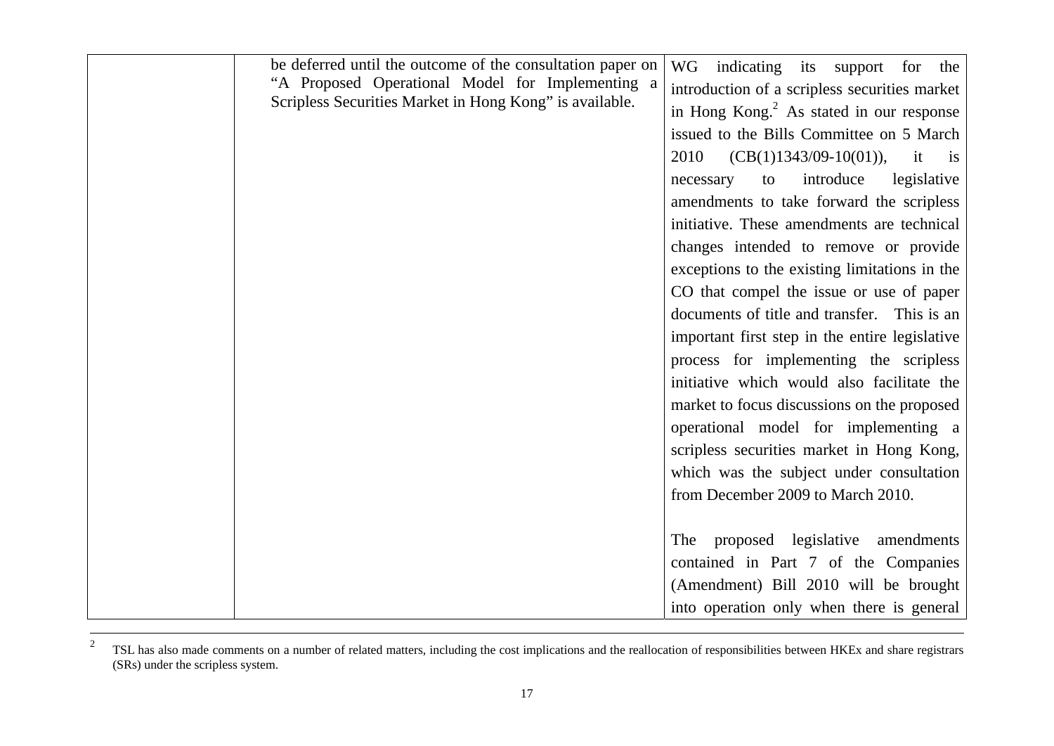| | | |
|---|---|---|
| | be deferred until the outcome of the consultation paper on "A Proposed Operational Model for Implementing a Scripless Securities Market in Hong Kong" is available. | WG indicating its support for the introduction of a scripless securities market in Hong Kong.[2] As stated in our response issued to the Bills Committee on 5 March 2010 (CB(1)1343/09-10(01)), it is necessary to introduce legislative amendments to take forward the scripless initiative. These amendments are technical changes intended to remove or provide exceptions to the existing limitations in the CO that compel the issue or use of paper documents of title and transfer. This is an important first step in the entire legislative process for implementing the scripless initiative which would also facilitate the market to focus discussions on the proposed operational model for implementing a scripless securities market in Hong Kong, which was the subject under consultation from December 2009 to March 2010.<br><br>The proposed legislative amendments contained in Part 7 of the Companies (Amendment) Bill 2010 will be brought into operation only when there is general |

[2] TSL has also made comments on a number of related matters, including the cost implications and the reallocation of responsibilities between HKEx and share registrars (SRs) under the scripless system.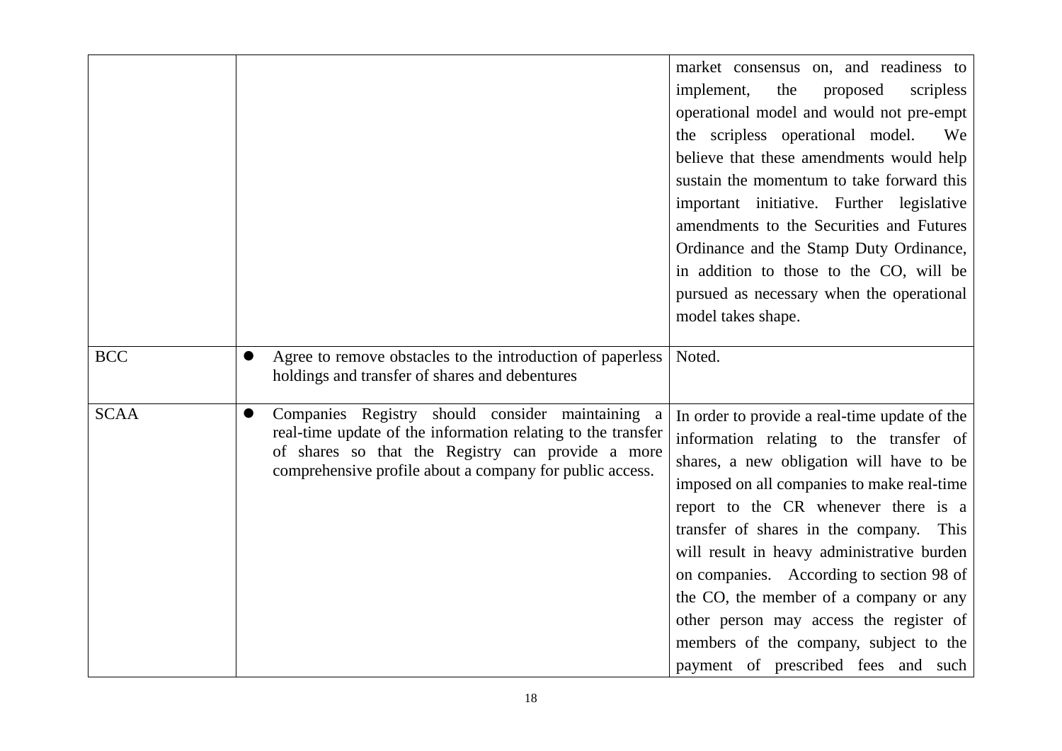| | | |
|---|---|---|
| | | market consensus on, and readiness to implement, the proposed scripless operational model and would not pre-empt the scripless operational model. We believe that these amendments would help sustain the momentum to take forward this important initiative. Further legislative amendments to the Securities and Futures Ordinance and the Stamp Duty Ordinance, in addition to those to the CO, will be pursued as necessary when the operational model takes shape. |
| BCC | ● Agree to remove obstacles to the introduction of paperless holdings and transfer of shares and debentures | Noted. |
| SCAA | ● Companies Registry should consider maintaining a real-time update of the information relating to the transfer of shares so that the Registry can provide a more comprehensive profile about a company for public access. | In order to provide a real-time update of the information relating to the transfer of shares, a new obligation will have to be imposed on all companies to make real-time report to the CR whenever there is a transfer of shares in the company. This will result in heavy administrative burden on companies. According to section 98 of the CO, the member of a company or any other person may access the register of members of the company, subject to the payment of prescribed fees and such |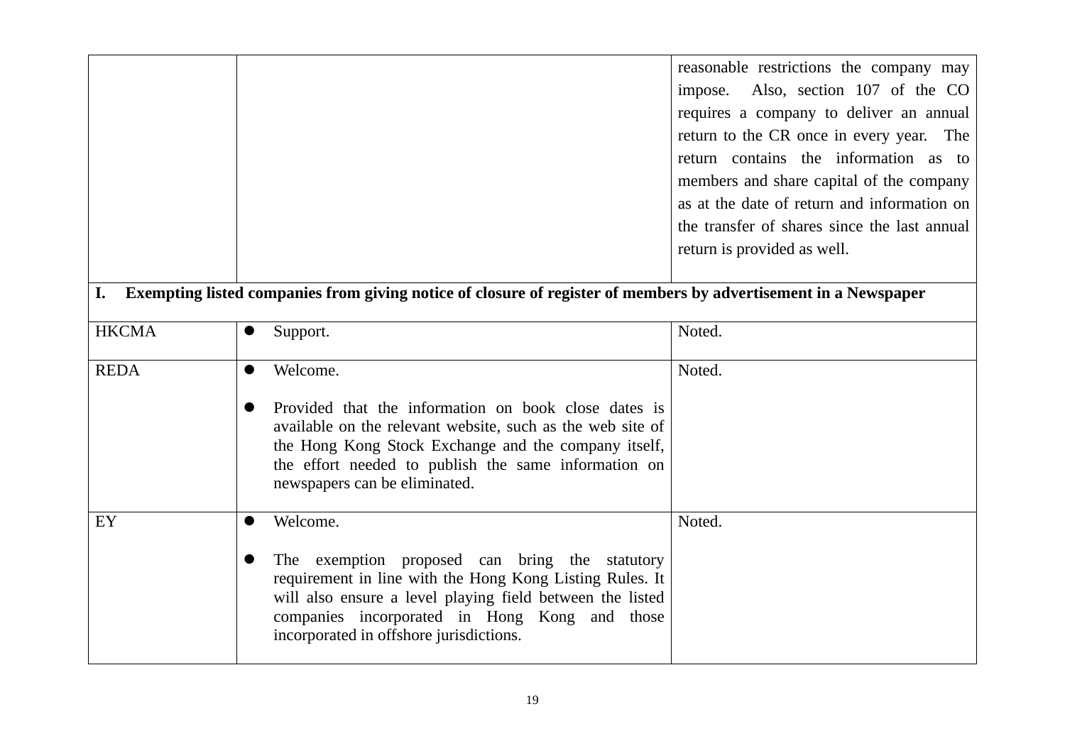| | | |
|---|---|---|
| | | reasonable restrictions the company may impose. Also, section 107 of the CO requires a company to deliver an annual return to the CR once in every year. The return contains the information as to members and share capital of the company as at the date of return and information on the transfer of shares since the last annual return is provided as well. |
| **I. Exempting listed companies from giving notice of closure of register of members by advertisement in a Newspaper** | | |
| HKCMA | • Support. | Noted. |
| REDA | • Welcome.<br><br>• Provided that the information on book close dates is available on the relevant website, such as the web site of the Hong Kong Stock Exchange and the company itself, the effort needed to publish the same information on newspapers can be eliminated. | Noted. |
| EY | • Welcome.<br><br>• The exemption proposed can bring the statutory requirement in line with the Hong Kong Listing Rules. It will also ensure a level playing field between the listed companies incorporated in Hong Kong and those incorporated in offshore jurisdictions. | Noted. |